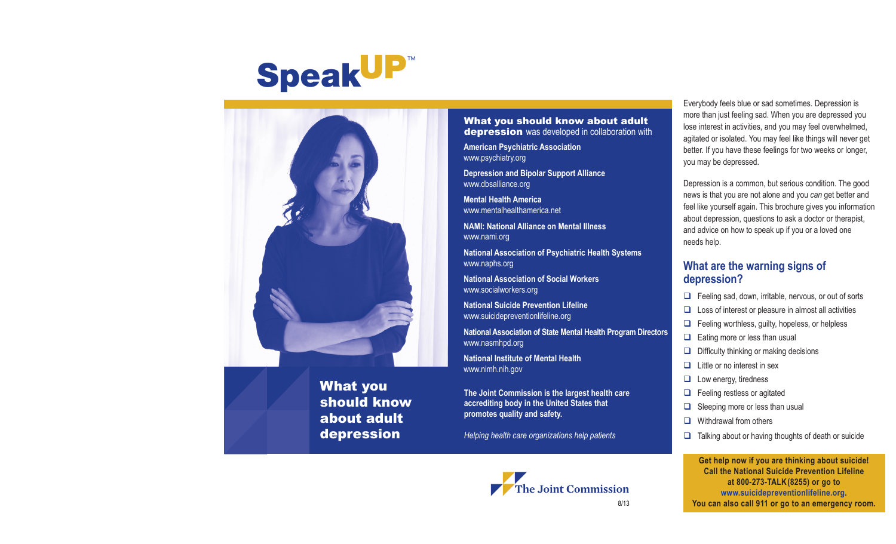# SpeakUP™

## What you should know about adult depression

**What you should know about adult depression** was developed in collaboration with

**American Psychiatric Association**
www.psychiatry.org

**Depression and Bipolar Support Alliance**
www.dbsalliance.org

**Mental Health America**
www.mentalhealthamerica.net

**NAMI: National Alliance on Mental Illness**
www.nami.org

**National Association of Psychiatric Health Systems**
www.naphs.org

**National Association of Social Workers**
www.socialworkers.org

**National Suicide Prevention Lifeline**
www.suicidepreventionlifeline.org

**National Association of State Mental Health Program Directors**
www.nasmhpd.org

**National Institute of Mental Health**
www.nimh.nih.gov

**The Joint Commission is the largest health care accrediting body in the United States that promotes quality and safety.**

*Helping health care organizations help patients*

The Joint Commission

8/13

Everybody feels blue or sad sometimes. Depression is more than just feeling sad. When you are depressed you lose interest in activities, and you may feel overwhelmed, agitated or isolated. You may feel like things will never get better. If you have these feelings for two weeks or longer, you may be depressed.

Depression is a common, but serious condition. The good news is that you are not alone and you *can* get better and feel like yourself again. This brochure gives you information about depression, questions to ask a doctor or therapist, and advice on how to speak up if you or a loved one needs help.

## What are the warning signs of depression?

- ❑ Feeling sad, down, irritable, nervous, or out of sorts
- ❑ Loss of interest or pleasure in almost all activities
- ❑ Feeling worthless, guilty, hopeless, or helpless
- ❑ Eating more or less than usual
- ❑ Difficulty thinking or making decisions
- ❑ Little or no interest in sex
- ❑ Low energy, tiredness
- ❑ Feeling restless or agitated
- ❑ Sleeping more or less than usual
- ❑ Withdrawal from others
- ❑ Talking about or having thoughts of death or suicide

**Get help now if you are thinking about suicide! Call the National Suicide Prevention Lifeline at 800-273-TALK(8255) or go to www.suicidepreventionlifeline.org. You can also call 911 or go to an emergency room.**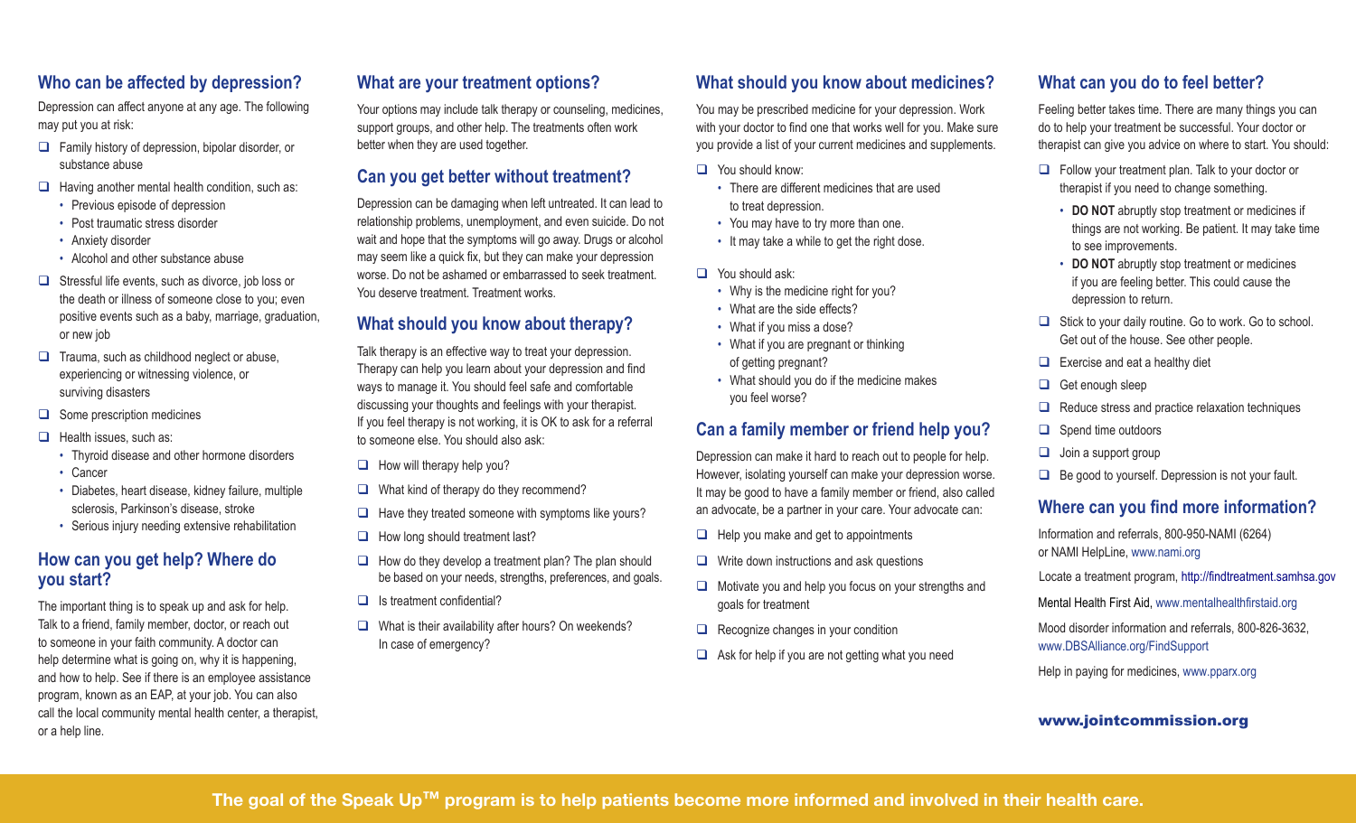## Who can be affected by depression?

Depression can affect anyone at any age. The following may put you at risk:

- Family history of depression, bipolar disorder, or substance abuse
- Having another mental health condition, such as:
  - Previous episode of depression
  - Post traumatic stress disorder
  - Anxiety disorder
  - Alcohol and other substance abuse
- Stressful life events, such as divorce, job loss or the death or illness of someone close to you; even positive events such as a baby, marriage, graduation, or new job
- Trauma, such as childhood neglect or abuse, experiencing or witnessing violence, or surviving disasters
- Some prescription medicines
- Health issues, such as:
  - Thyroid disease and other hormone disorders
  - Cancer
  - Diabetes, heart disease, kidney failure, multiple sclerosis, Parkinson's disease, stroke
  - Serious injury needing extensive rehabilitation

## How can you get help? Where do you start?

The important thing is to speak up and ask for help. Talk to a friend, family member, doctor, or reach out to someone in your faith community. A doctor can help determine what is going on, why it is happening, and how to help. See if there is an employee assistance program, known as an EAP, at your job. You can also call the local community mental health center, a therapist, or a help line.

## What are your treatment options?

Your options may include talk therapy or counseling, medicines, support groups, and other help. The treatments often work better when they are used together.

## Can you get better without treatment?

Depression can be damaging when left untreated. It can lead to relationship problems, unemployment, and even suicide. Do not wait and hope that the symptoms will go away. Drugs or alcohol may seem like a quick fix, but they can make your depression worse. Do not be ashamed or embarrassed to seek treatment. You deserve treatment. Treatment works.

## What should you know about therapy?

Talk therapy is an effective way to treat your depression. Therapy can help you learn about your depression and find ways to manage it. You should feel safe and comfortable discussing your thoughts and feelings with your therapist. If you feel therapy is not working, it is OK to ask for a referral to someone else. You should also ask:

- How will therapy help you?
- What kind of therapy do they recommend?
- Have they treated someone with symptoms like yours?
- How long should treatment last?
- How do they develop a treatment plan? The plan should be based on your needs, strengths, preferences, and goals.
- Is treatment confidential?
- What is their availability after hours? On weekends? In case of emergency?

## What should you know about medicines?

You may be prescribed medicine for your depression. Work with your doctor to find one that works well for you. Make sure you provide a list of your current medicines and supplements.

- You should know:
  - There are different medicines that are used to treat depression.
  - You may have to try more than one.
  - It may take a while to get the right dose.
- You should ask:
  - Why is the medicine right for you?
  - What are the side effects?
  - What if you miss a dose?
  - What if you are pregnant or thinking of getting pregnant?
  - What should you do if the medicine makes you feel worse?

## Can a family member or friend help you?

Depression can make it hard to reach out to people for help. However, isolating yourself can make your depression worse. It may be good to have a family member or friend, also called an advocate, be a partner in your care. Your advocate can:

- Help you make and get to appointments
- Write down instructions and ask questions
- Motivate you and help you focus on your strengths and goals for treatment
- Recognize changes in your condition
- Ask for help if you are not getting what you need

## What can you do to feel better?

Feeling better takes time. There are many things you can do to help your treatment be successful. Your doctor or therapist can give you advice on where to start. You should:

- Follow your treatment plan. Talk to your doctor or therapist if you need to change something.
  - **DO NOT** abruptly stop treatment or medicines if things are not working. Be patient. It may take time to see improvements.
  - **DO NOT** abruptly stop treatment or medicines if you are feeling better. This could cause the depression to return.
- Stick to your daily routine. Go to work. Go to school. Get out of the house. See other people.
- Exercise and eat a healthy diet
- Get enough sleep
- Reduce stress and practice relaxation techniques
- Spend time outdoors
- Join a support group
- Be good to yourself. Depression is not your fault.

## Where can you find more information?

Information and referrals, 800-950-NAMI (6264) or NAMI HelpLine, www.nami.org

Locate a treatment program, http://findtreatment.samhsa.gov

Mental Health First Aid, www.mentalhealthfirstaid.org

Mood disorder information and referrals, 800-826-3632, www.DBSAlliance.org/FindSupport

Help in paying for medicines, www.pparx.org

**www.jointcommission.org**

**The goal of the Speak Up™ program is to help patients become more informed and involved in their health care.**